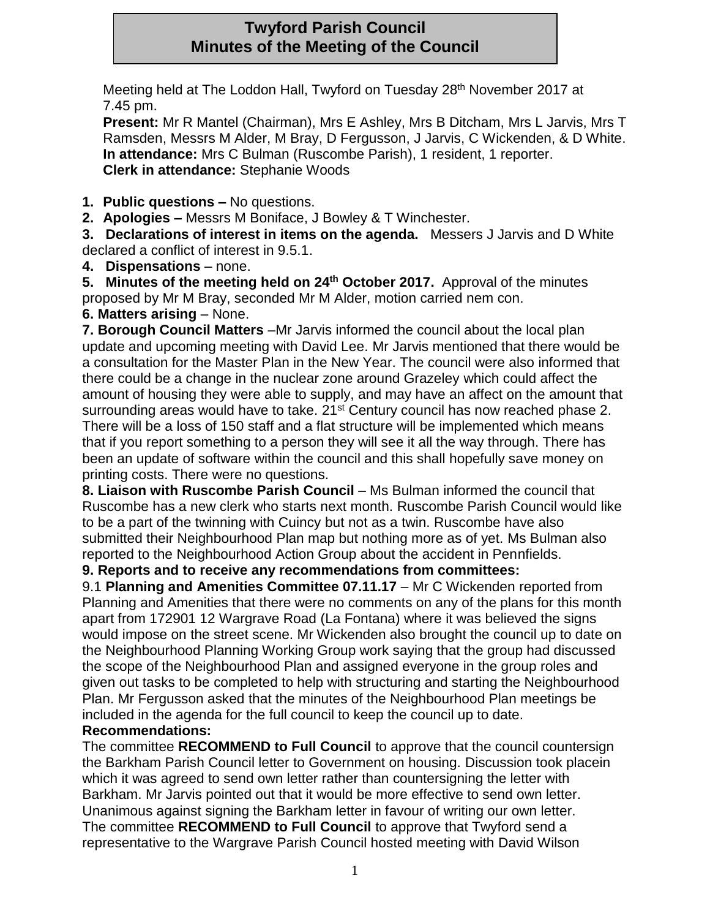# Twyford Parish Council
# Minutes of the Meeting of the Council

Meeting held at The Loddon Hall, Twyford on Tuesday 28th November 2017 at 7.45 pm.

**Present:** Mr R Mantel (Chairman), Mrs E Ashley, Mrs B Ditcham, Mrs L Jarvis, Mrs T Ramsden, Messrs M Alder, M Bray, D Fergusson, J Jarvis, C Wickenden, & D White.
**In attendance:** Mrs C Bulman (Ruscombe Parish), 1 resident, 1 reporter.
**Clerk in attendance:** Stephanie Woods

1. **Public questions –** No questions.
2. **Apologies –** Messrs M Boniface, J Bowley & T Winchester.
3. **Declarations of interest in items on the agenda.** Messers J Jarvis and D White declared a conflict of interest in 9.5.1.
4. **Dispensations** – none.
5. **Minutes of the meeting held on 24th October 2017.** Approval of the minutes proposed by Mr M Bray, seconded Mr M Alder, motion carried nem con.

**6. Matters arising** – None.

**7. Borough Council Matters** –Mr Jarvis informed the council about the local plan update and upcoming meeting with David Lee. Mr Jarvis mentioned that there would be a consultation for the Master Plan in the New Year. The council were also informed that there could be a change in the nuclear zone around Grazeley which could affect the amount of housing they were able to supply, and may have an affect on the amount that surrounding areas would have to take. 21st Century council has now reached phase 2. There will be a loss of 150 staff and a flat structure will be implemented which means that if you report something to a person they will see it all the way through. There has been an update of software within the council and this shall hopefully save money on printing costs. There were no questions.

**8. Liaison with Ruscombe Parish Council** – Ms Bulman informed the council that Ruscombe has a new clerk who starts next month. Ruscombe Parish Council would like to be a part of the twinning with Cuincy but not as a twin. Ruscombe have also submitted their Neighbourhood Plan map but nothing more as of yet. Ms Bulman also reported to the Neighbourhood Action Group about the accident in Pennfields.

**9. Reports and to receive any recommendations from committees:**

9.1 **Planning and Amenities Committee 07.11.17** – Mr C Wickenden reported from Planning and Amenities that there were no comments on any of the plans for this month apart from 172901 12 Wargrave Road (La Fontana) where it was believed the signs would impose on the street scene. Mr Wickenden also brought the council up to date on the Neighbourhood Planning Working Group work saying that the group had discussed the scope of the Neighbourhood Plan and assigned everyone in the group roles and given out tasks to be completed to help with structuring and starting the Neighbourhood Plan. Mr Fergusson asked that the minutes of the Neighbourhood Plan meetings be included in the agenda for the full council to keep the council up to date.

**Recommendations:**

The committee **RECOMMEND to Full Council** to approve that the council countersign the Barkham Parish Council letter to Government on housing. Discussion took placein which it was agreed to send own letter rather than countersigning the letter with Barkham. Mr Jarvis pointed out that it would be more effective to send own letter. Unanimous against signing the Barkham letter in favour of writing our own letter.

The committee **RECOMMEND to Full Council** to approve that Twyford send a representative to the Wargrave Parish Council hosted meeting with David Wilson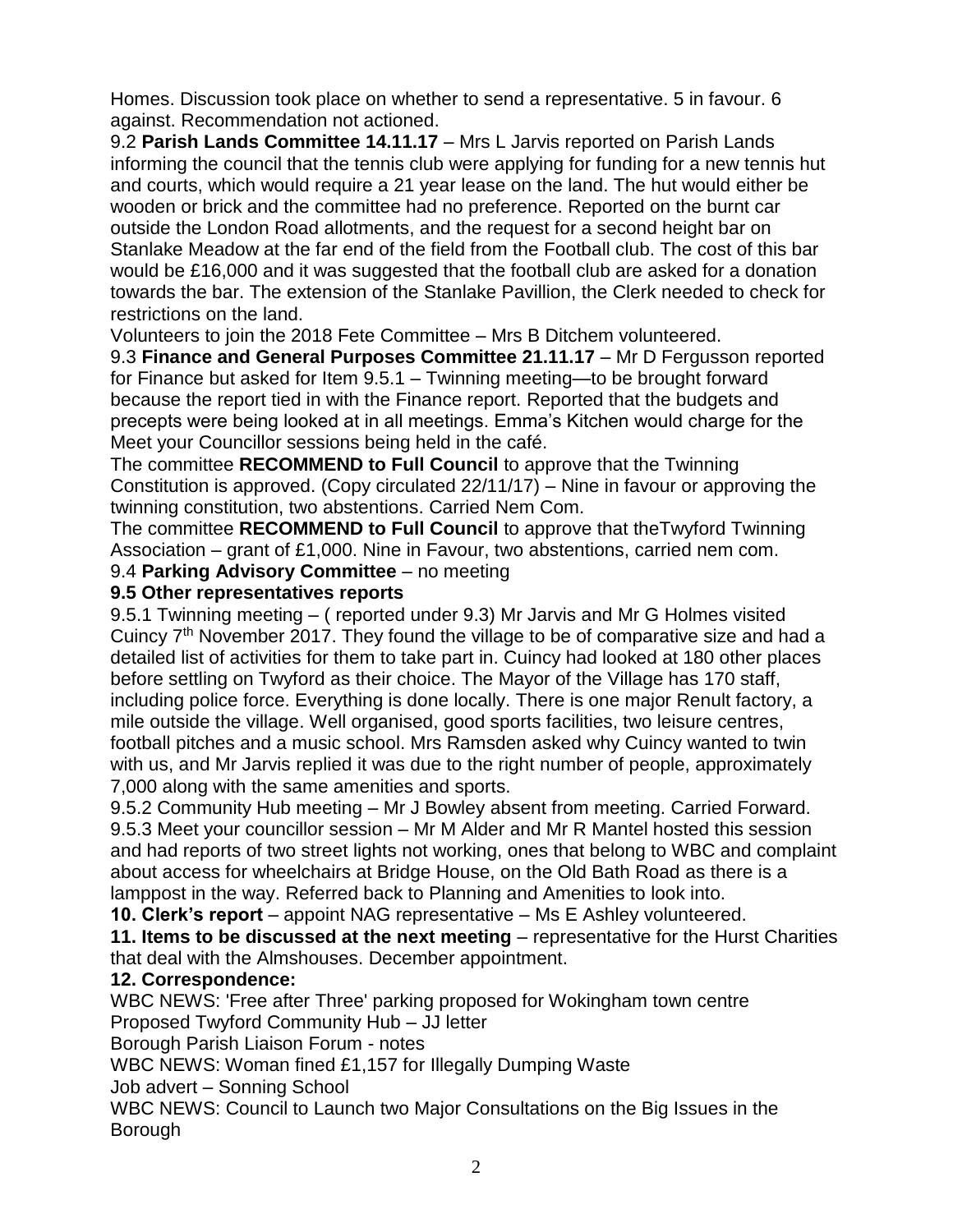Homes. Discussion took place on whether to send a representative. 5 in favour. 6 against. Recommendation not actioned.

9.2 **Parish Lands Committee 14.11.17** – Mrs L Jarvis reported on Parish Lands informing the council that the tennis club were applying for funding for a new tennis hut and courts, which would require a 21 year lease on the land. The hut would either be wooden or brick and the committee had no preference. Reported on the burnt car outside the London Road allotments, and the request for a second height bar on Stanlake Meadow at the far end of the field from the Football club. The cost of this bar would be £16,000 and it was suggested that the football club are asked for a donation towards the bar. The extension of the Stanlake Pavillion, the Clerk needed to check for restrictions on the land.

Volunteers to join the 2018 Fete Committee – Mrs B Ditchem volunteered.

9.3 **Finance and General Purposes Committee 21.11.17** – Mr D Fergusson reported for Finance but asked for Item 9.5.1 – Twinning meeting—to be brought forward because the report tied in with the Finance report. Reported that the budgets and precepts were being looked at in all meetings. Emma's Kitchen would charge for the Meet your Councillor sessions being held in the café.

The committee **RECOMMEND to Full Council** to approve that the Twinning Constitution is approved. (Copy circulated 22/11/17) – Nine in favour or approving the twinning constitution, two abstentions. Carried Nem Com.

The committee **RECOMMEND to Full Council** to approve that theTwyford Twinning Association – grant of £1,000. Nine in Favour, two abstentions, carried nem com.

9.4 **Parking Advisory Committee** – no meeting

**9.5 Other representatives reports**

9.5.1 Twinning meeting – ( reported under 9.3) Mr Jarvis and Mr G Holmes visited Cuincy 7th November 2017. They found the village to be of comparative size and had a detailed list of activities for them to take part in. Cuincy had looked at 180 other places before settling on Twyford as their choice. The Mayor of the Village has 170 staff, including police force. Everything is done locally. There is one major Renult factory, a mile outside the village. Well organised, good sports facilities, two leisure centres, football pitches and a music school. Mrs Ramsden asked why Cuincy wanted to twin with us, and Mr Jarvis replied it was due to the right number of people, approximately 7,000 along with the same amenities and sports.

9.5.2 Community Hub meeting – Mr J Bowley absent from meeting. Carried Forward.

9.5.3 Meet your councillor session – Mr M Alder and Mr R Mantel hosted this session and had reports of two street lights not working, ones that belong to WBC and complaint about access for wheelchairs at Bridge House, on the Old Bath Road as there is a lamppost in the way. Referred back to Planning and Amenities to look into.

**10. Clerk's report** – appoint NAG representative – Ms E Ashley volunteered.

**11. Items to be discussed at the next meeting** – representative for the Hurst Charities that deal with the Almshouses. December appointment.

**12. Correspondence:**

WBC NEWS: 'Free after Three' parking proposed for Wokingham town centre

Proposed Twyford Community Hub – JJ letter

Borough Parish Liaison Forum - notes

WBC NEWS: Woman fined £1,157 for Illegally Dumping Waste

Job advert – Sonning School

WBC NEWS: Council to Launch two Major Consultations on the Big Issues in the Borough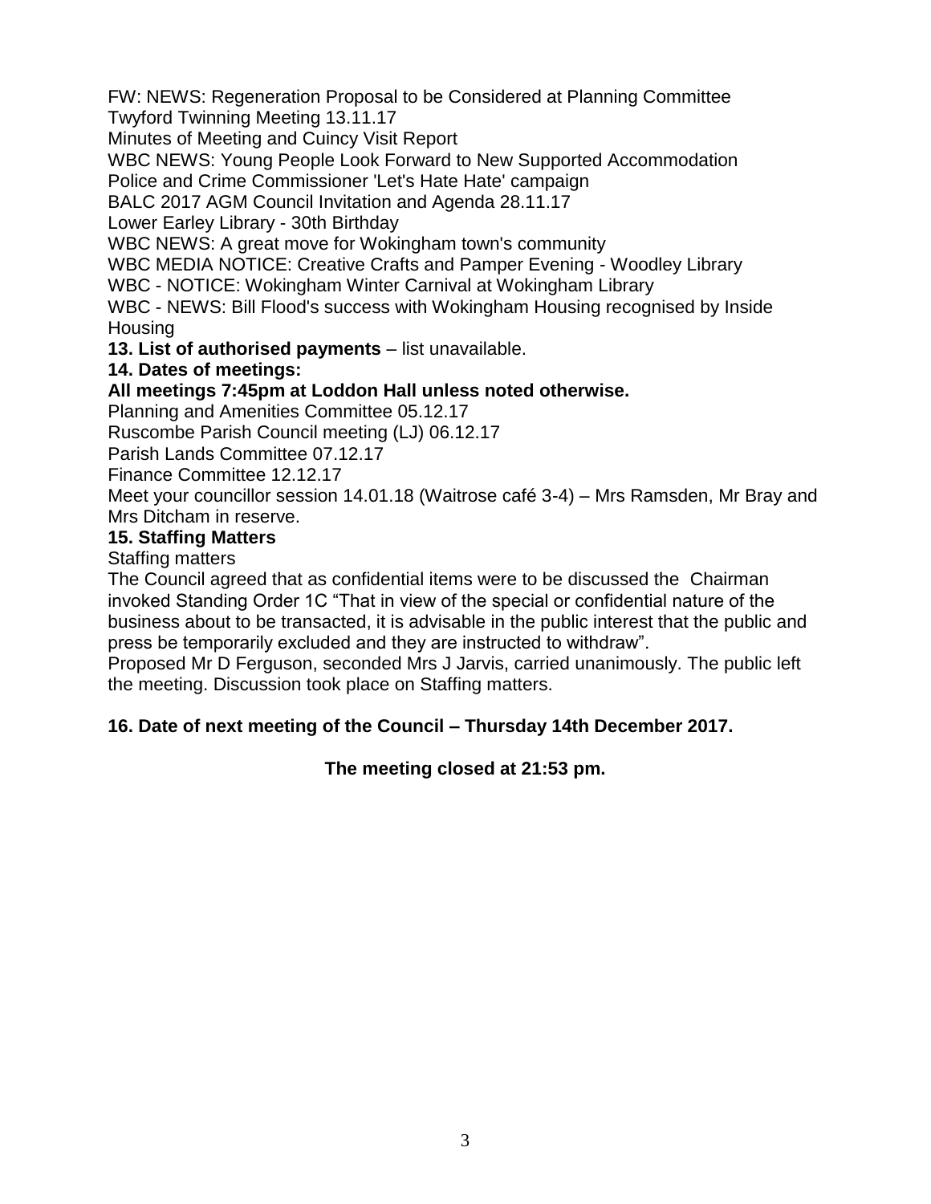FW: NEWS: Regeneration Proposal to be Considered at Planning Committee
Twyford Twinning Meeting 13.11.17
Minutes of Meeting and Cuincy Visit Report
WBC NEWS: Young People Look Forward to New Supported Accommodation
Police and Crime Commissioner 'Let's Hate Hate' campaign
BALC 2017 AGM Council Invitation and Agenda 28.11.17
Lower Earley Library - 30th Birthday
WBC NEWS: A great move for Wokingham town's community
WBC MEDIA NOTICE: Creative Crafts and Pamper Evening - Woodley Library
WBC - NOTICE: Wokingham Winter Carnival at Wokingham Library
WBC - NEWS: Bill Flood's success with Wokingham Housing recognised by Inside Housing

**13. List of authorised payments** – list unavailable.

**14. Dates of meetings:**

**All meetings 7:45pm at Loddon Hall unless noted otherwise.**

Planning and Amenities Committee 05.12.17
Ruscombe Parish Council meeting (LJ) 06.12.17
Parish Lands Committee 07.12.17
Finance Committee 12.12.17
Meet your councillor session 14.01.18 (Waitrose café 3-4) – Mrs Ramsden, Mr Bray and Mrs Ditcham in reserve.

**15. Staffing Matters**

Staffing matters

The Council agreed that as confidential items were to be discussed the Chairman invoked Standing Order 1C "That in view of the special or confidential nature of the business about to be transacted, it is advisable in the public interest that the public and press be temporarily excluded and they are instructed to withdraw".

Proposed Mr D Ferguson, seconded Mrs J Jarvis, carried unanimously. The public left the meeting. Discussion took place on Staffing matters.

**16. Date of next meeting of the Council – Thursday 14th December 2017.**

**The meeting closed at 21:53 pm.**